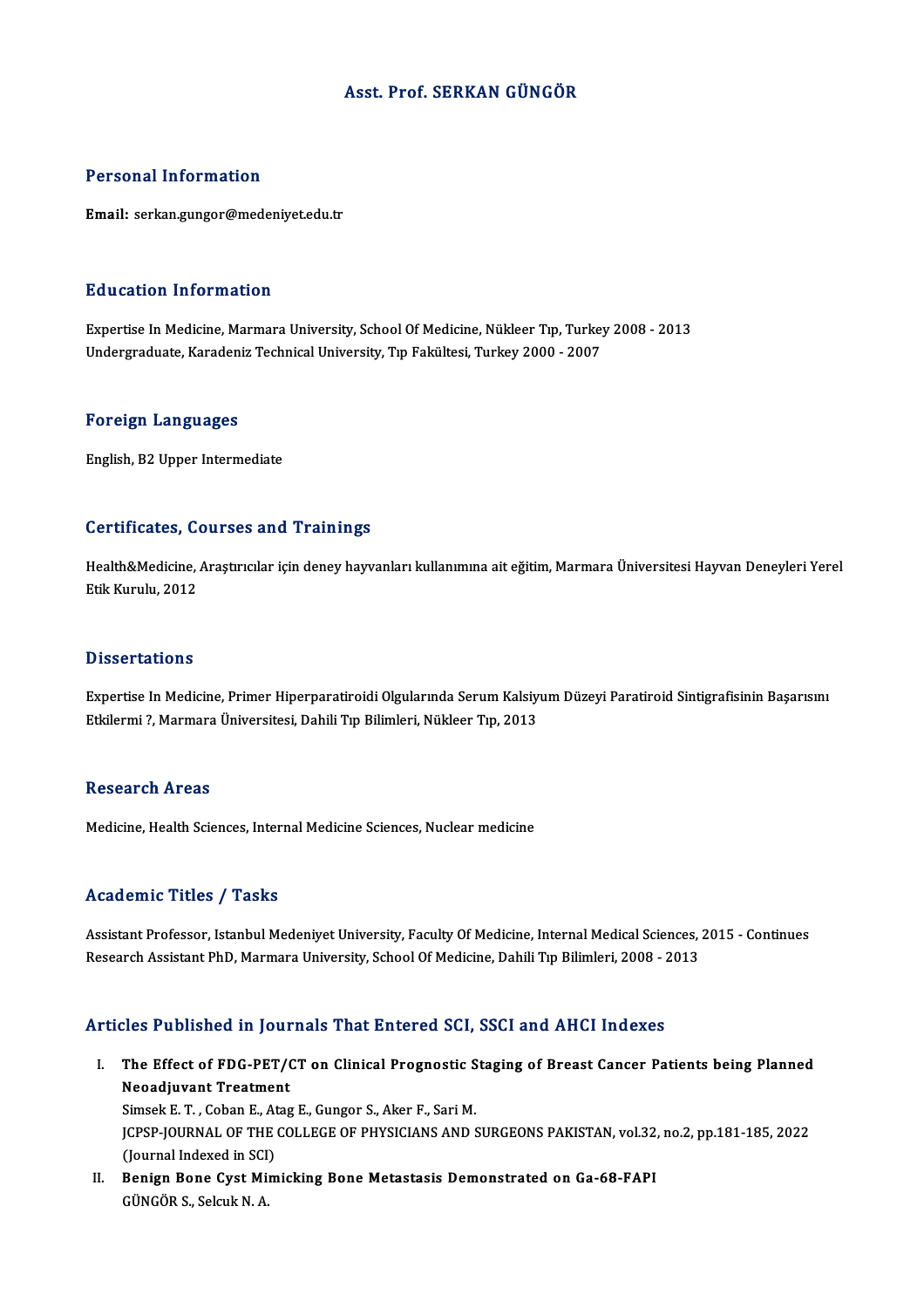# Asst. Prof. SERKAN GÜNGÖR

## Personal Information

**Email:** serkan.gungor@medeniyet.edu.tr

## Education Information

Expertise In Medicine, Marmara University, School Of Medicine, Nükleer Tıp, Turkey 2008 - 2013
Undergraduate, Karadeniz Technical University, Tıp Fakültesi, Turkey 2000 - 2007

## Foreign Languages

English, B2 Upper Intermediate

## Certificates, Courses and Trainings

Health&Medicine, Araştırıcılar için deney hayvanları kullanımına ait eğitim, Marmara Üniversitesi Hayvan Deneyleri Yerel Etik Kurulu, 2012

## Dissertations

Expertise In Medicine, Primer Hiperparatiroidi Olgularında Serum Kalsiyum Düzeyi Paratiroid Sintigrafisinin Başarısını Etkilermi ?, Marmara Üniversitesi, Dahili Tıp Bilimleri, Nükleer Tıp, 2013

## Research Areas

Medicine, Health Sciences, Internal Medicine Sciences, Nuclear medicine

## Academic Titles / Tasks

Assistant Professor, Istanbul Medeniyet University, Faculty Of Medicine, Internal Medical Sciences, 2015 - Continues
Research Assistant PhD, Marmara University, School Of Medicine, Dahili Tıp Bilimleri, 2008 - 2013

## Articles Published in Journals That Entered SCI, SSCI and AHCI Indexes

I. **The Effect of FDG-PET/CT on Clinical Prognostic Staging of Breast Cancer Patients being Planned Neoadjuvant Treatment**
Simsek E. T. , Coban E., Atag E., Gungor S., Aker F., Sari M.
JCPSP-JOURNAL OF THE COLLEGE OF PHYSICIANS AND SURGEONS PAKISTAN, vol.32, no.2, pp.181-185, 2022 (Journal Indexed in SCI)

II. **Benign Bone Cyst Mimicking Bone Metastasis Demonstrated on Ga-68-FAPI**
GÜNGÖR S., Selcuk N. A.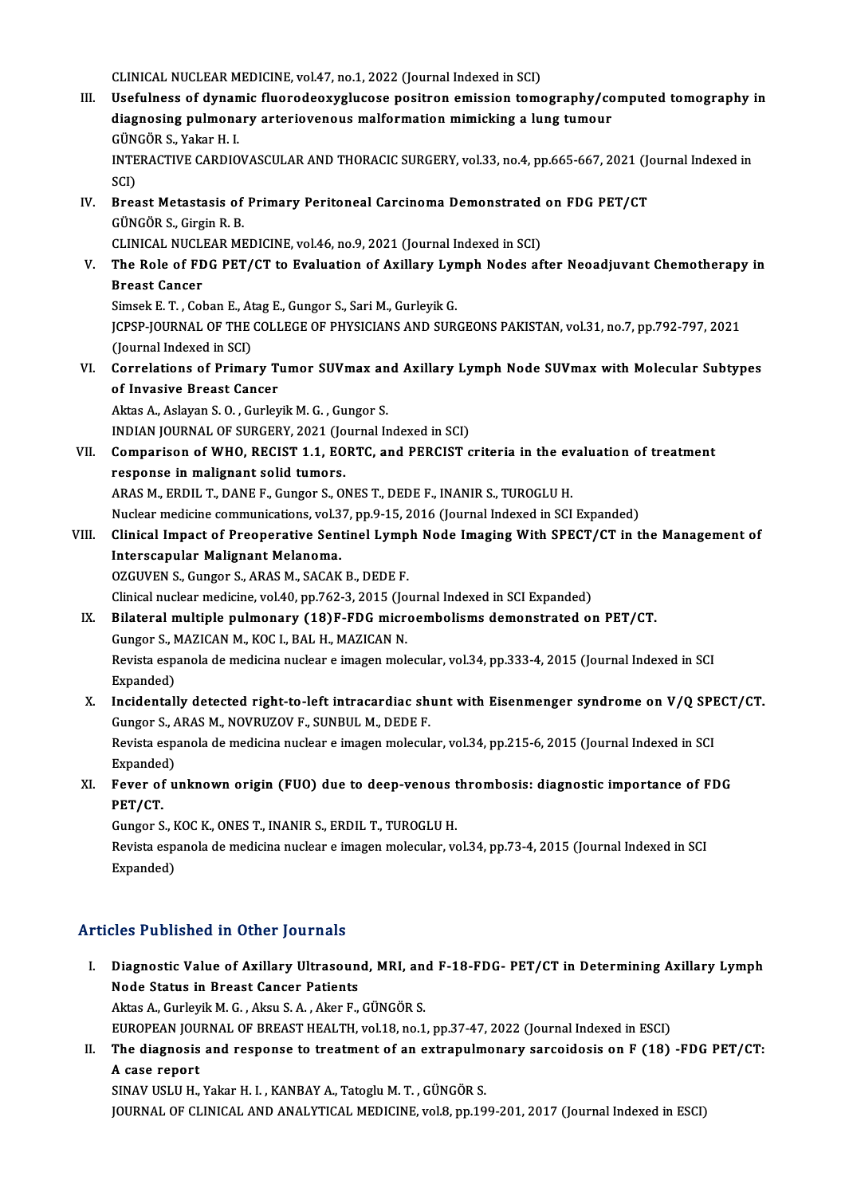CLINICAL NUCLEAR MEDICINE, vol.47, no.1, 2022 (Journal Indexed in SCI)

III. **Usefulness of dynamic fluorodeoxyglucose positron emission tomography/computed tomography in diagnosing pulmonary arteriovenous malformation mimicking a lung tumour**
GÜNGÖR S., Yakar H. I.
INTERACTIVE CARDIOVASCULAR AND THORACIC SURGERY, vol.33, no.4, pp.665-667, 2021 (Journal Indexed in SCI)

IV. **Breast Metastasis of Primary Peritoneal Carcinoma Demonstrated on FDG PET/CT**
GÜNGÖR S., Girgin R. B.
CLINICAL NUCLEAR MEDICINE, vol.46, no.9, 2021 (Journal Indexed in SCI)

V. **The Role of FDG PET/CT to Evaluation of Axillary Lymph Nodes after Neoadjuvant Chemotherapy in Breast Cancer**
Simsek E. T. , Coban E., Atag E., Gungor S., Sari M., Gurleyik G.
JCPSP-JOURNAL OF THE COLLEGE OF PHYSICIANS AND SURGEONS PAKISTAN, vol.31, no.7, pp.792-797, 2021 (Journal Indexed in SCI)

VI. **Correlations of Primary Tumor SUVmax and Axillary Lymph Node SUVmax with Molecular Subtypes of Invasive Breast Cancer**
Aktas A., Aslayan S. O. , Gurleyik M. G. , Gungor S.
INDIAN JOURNAL OF SURGERY, 2021 (Journal Indexed in SCI)

VII. **Comparison of WHO, RECIST 1.1, EORTC, and PERCIST criteria in the evaluation of treatment response in malignant solid tumors.**
ARAS M., ERDIL T., DANE F., Gungor S., ONES T., DEDE F., INANIR S., TUROGLU H.
Nuclear medicine communications, vol.37, pp.9-15, 2016 (Journal Indexed in SCI Expanded)

VIII. **Clinical Impact of Preoperative Sentinel Lymph Node Imaging With SPECT/CT in the Management of Interscapular Malignant Melanoma.**
OZGUVEN S., Gungor S., ARAS M., SACAK B., DEDE F.
Clinical nuclear medicine, vol.40, pp.762-3, 2015 (Journal Indexed in SCI Expanded)

IX. **Bilateral multiple pulmonary (18)F-FDG microembolisms demonstrated on PET/CT.**
Gungor S., MAZICAN M., KOC I., BAL H., MAZICAN N.
Revista espanola de medicina nuclear e imagen molecular, vol.34, pp.333-4, 2015 (Journal Indexed in SCI Expanded)

X. **Incidentally detected right-to-left intracardiac shunt with Eisenmenger syndrome on V/Q SPECT/CT.**
Gungor S., ARAS M., NOVRUZOV F., SUNBUL M., DEDE F.
Revista espanola de medicina nuclear e imagen molecular, vol.34, pp.215-6, 2015 (Journal Indexed in SCI Expanded)

XI. **Fever of unknown origin (FUO) due to deep-venous thrombosis: diagnostic importance of FDG PET/CT.**
Gungor S., KOC K., ONES T., INANIR S., ERDIL T., TUROGLU H.
Revista espanola de medicina nuclear e imagen molecular, vol.34, pp.73-4, 2015 (Journal Indexed in SCI Expanded)

## Articles Published in Other Journals

I. **Diagnostic Value of Axillary Ultrasound, MRI, and F-18-FDG- PET/CT in Determining Axillary Lymph Node Status in Breast Cancer Patients**
Aktas A., Gurleyik M. G. , Aksu S. A. , Aker F., GÜNGÖR S.
EUROPEAN JOURNAL OF BREAST HEALTH, vol.18, no.1, pp.37-47, 2022 (Journal Indexed in ESCI)

II. **The diagnosis and response to treatment of an extrapulmonary sarcoidosis on F (18) -FDG PET/CT: A case report**
SINAV USLU H., Yakar H. I. , KANBAY A., Tatoglu M. T. , GÜNGÖR S.
JOURNAL OF CLINICAL AND ANALYTICAL MEDICINE, vol.8, pp.199-201, 2017 (Journal Indexed in ESCI)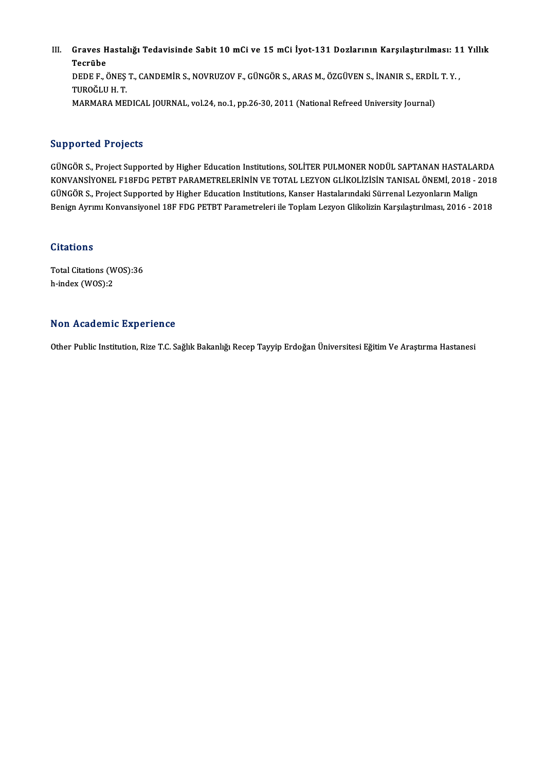III. **Graves Hastalığı Tedavisinde Sabit 10 mCi ve 15 mCi İyot-131 Dozlarının Karşılaştırılması: 11 Yıllık Tecrübe**
DEDE F., ÖNEŞ T., CANDEMİR S., NOVRUZOV F., GÜNGÖR S., ARAS M., ÖZGÜVEN S., İNANIR S., ERDİL T. Y. , TUROĞLU H. T.
MARMARA MEDICAL JOURNAL, vol.24, no.1, pp.26-30, 2011 (National Refreed University Journal)

## Supported Projects

GÜNGÖR S., Project Supported by Higher Education Institutions, SOLİTER PULMONER NODÜL SAPTANAN HASTALARDA KONVANSİYONEL F18FDG PETBT PARAMETRELERİNİN VE TOTAL LEZYON GLİKOLİZİSİN TANISAL ÖNEMİ, 2018 - 2018
GÜNGÖR S., Project Supported by Higher Education Institutions, Kanser Hastalarındaki Sürrenal Lezyonların Malign Benign Ayrımı Konvansiyonel 18F FDG PETBT Parametreleri ile Toplam Lezyon Glikolizin Karşılaştırılması, 2016 - 2018

## Citations

Total Citations (WOS):36
h-index (WOS):2

## Non Academic Experience

Other Public Institution, Rize T.C. Sağlık Bakanlığı Recep Tayyip Erdoğan Üniversitesi Eğitim Ve Araştırma Hastanesi